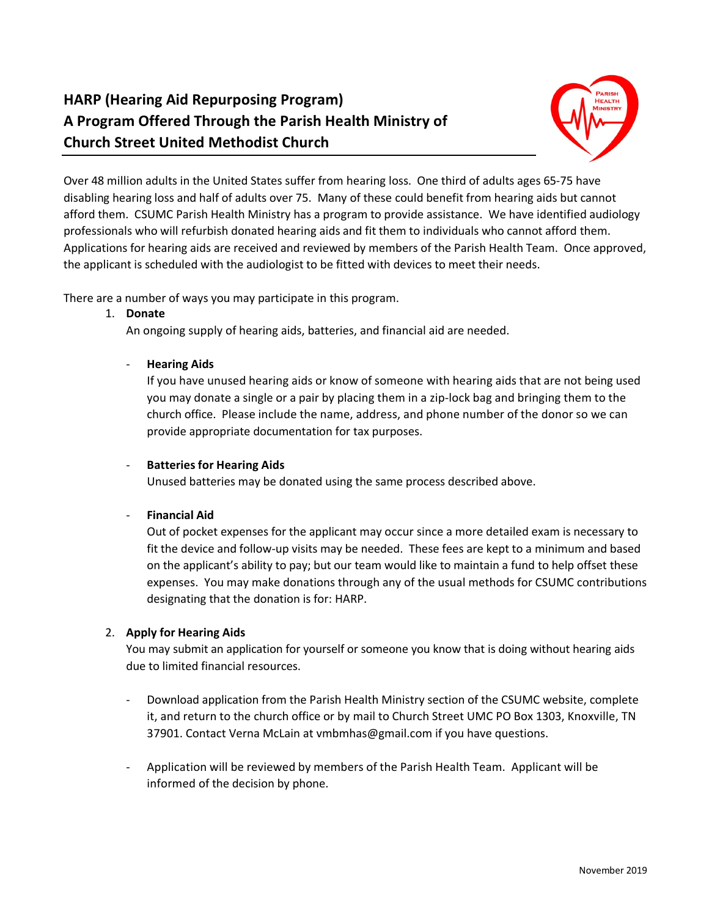# HARP (Hearing Aid Repurposing Program)
# A Program Offered Through the Parish Health Ministry of Church Street United Methodist Church

Parish Health Ministry

Over 48 million adults in the United States suffer from hearing loss. One third of adults ages 65-75 have disabling hearing loss and half of adults over 75. Many of these could benefit from hearing aids but cannot afford them. CSUMC Parish Health Ministry has a program to provide assistance. We have identified audiology professionals who will refurbish donated hearing aids and fit them to individuals who cannot afford them. Applications for hearing aids are received and reviewed by members of the Parish Health Team. Once approved, the applicant is scheduled with the audiologist to be fitted with devices to meet their needs.

There are a number of ways you may participate in this program.

1. **Donate**

   An ongoing supply of hearing aids, batteries, and financial aid are needed.

   - **Hearing Aids**

     If you have unused hearing aids or know of someone with hearing aids that are not being used you may donate a single or a pair by placing them in a zip-lock bag and bringing them to the church office. Please include the name, address, and phone number of the donor so we can provide appropriate documentation for tax purposes.

   - **Batteries for Hearing Aids**

     Unused batteries may be donated using the same process described above.

   - **Financial Aid**

     Out of pocket expenses for the applicant may occur since a more detailed exam is necessary to fit the device and follow-up visits may be needed. These fees are kept to a minimum and based on the applicant's ability to pay; but our team would like to maintain a fund to help offset these expenses. You may make donations through any of the usual methods for CSUMC contributions designating that the donation is for: HARP.

2. **Apply for Hearing Aids**

   You may submit an application for yourself or someone you know that is doing without hearing aids due to limited financial resources.

   - Download application from the Parish Health Ministry section of the CSUMC website, complete it, and return to the church office or by mail to Church Street UMC PO Box 1303, Knoxville, TN 37901. Contact Verna McLain at vmbmhas@gmail.com if you have questions.

   - Application will be reviewed by members of the Parish Health Team. Applicant will be informed of the decision by phone.

November 2019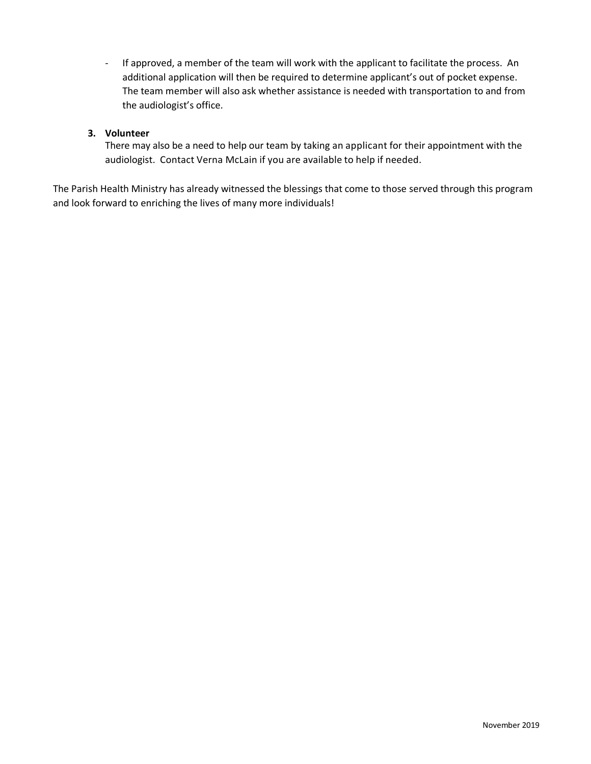- If approved, a member of the team will work with the applicant to facilitate the process. An additional application will then be required to determine applicant's out of pocket expense. The team member will also ask whether assistance is needed with transportation to and from the audiologist's office.

3. **Volunteer**
   There may also be a need to help our team by taking an applicant for their appointment with the audiologist. Contact Verna McLain if you are available to help if needed.

The Parish Health Ministry has already witnessed the blessings that come to those served through this program and look forward to enriching the lives of many more individuals!

November 2019